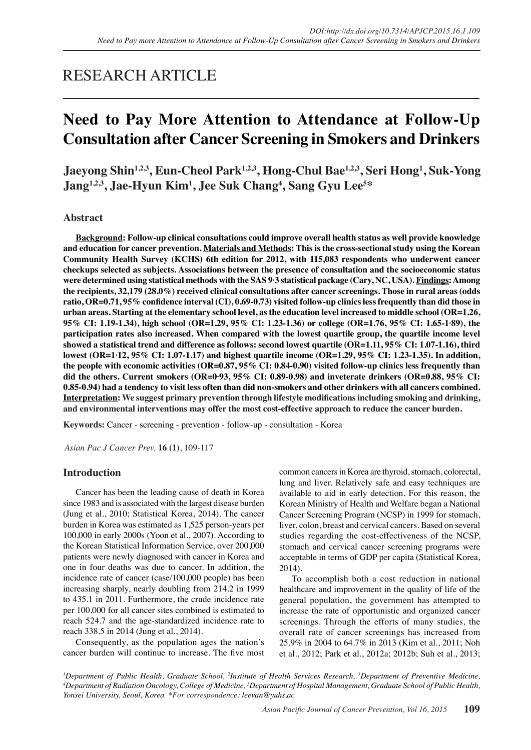RESEARCH ARTICLE

# Need to Pay More Attention to Attendance at Follow-Up Consultation after Cancer Screening in Smokers and Drinkers

**Jaeyong Shin[1,2,3], Eun-Cheol Park[1,2,3], Hong-Chul Bae[1,2,3], Seri Hong[1], Suk-Yong Jang[1,2,3], Jae-Hyun Kim[1], Jee Suk Chang[4], Sang Gyu Lee[5]***

## Abstract

**Background: Follow-up clinical consultations could improve overall health status as well provide knowledge and education for cancer prevention. Materials and Methods: This is the cross-sectional study using the Korean Community Health Survey (KCHS) 6th edition for 2012, with 115,083 respondents who underwent cancer checkups selected as subjects. Associations between the presence of consultation and the socioeconomic status were determined using statistical methods with the SAS 9·3 statistical package (Cary, NC, USA). Findings: Among the recipients, 32,179 (28.0%) received clinical consultations after cancer screenings. Those in rural areas (odds ratio, OR=0.71, 95% confidence interval (CI), 0.69-0.73) visited follow-up clinics less frequently than did those in urban areas. Starting at the elementary school level, as the education level increased to middle school (OR=1.26, 95% CI: 1.19-1.34), high school (OR=1.29, 95% CI: 1.23-1.36) or college (OR=1.76, 95% CI: 1.65-1·89), the participation rates also increased. When compared with the lowest quartile group, the quartile income level showed a statistical trend and difference as follows: second lowest quartile (OR=1.11, 95% CI: 1.07-1.16), third lowest (OR=1·12, 95% CI: 1.07-1.17) and highest quartile income (OR=1.29, 95% CI: 1.23-1.35). In addition, the people with economic activities (OR=0.87, 95% CI: 0.84-0.90) visited follow-up clinics less frequently than did the others. Current smokers (OR=0·93, 95% CI: 0.89-0.98) and inveterate drinkers (OR=0.88, 95% CI: 0.85-0.94) had a tendency to visit less often than did non-smokers and other drinkers with all cancers combined. Interpretation: We suggest primary prevention through lifestyle modifications including smoking and drinking, and environmental interventions may offer the most cost-effective approach to reduce the cancer burden.**

**Keywords:** Cancer - screening - prevention - follow-up - consultation - Korea

## Introduction

Cancer has been the leading cause of death in Korea since 1983 and is associated with the largest disease burden (Jung et al., 2010; Statistical Korea, 2014). The cancer burden in Korea was estimated as 1,525 person-years per 100,000 in early 2000s (Yoon et al., 2007). According to the Korean Statistical Information Service, over 200,000 patients were newly diagnosed with cancer in Korea and one in four deaths was due to cancer. In addition, the incidence rate of cancer (case/100,000 people) has been increasing sharply, nearly doubling from 214.2 in 1999 to 435.1 in 2011. Furthermore, the crude incidence rate per 100,000 for all cancer sites combined is estimated to reach 524.7 and the age-standardized incidence rate to reach 338.5 in 2014 (Jung et al., 2014).

Consequently, as the population ages the nation's cancer burden will continue to increase. The five most common cancers in Korea are thyroid, stomach, colorectal, lung and liver. Relatively safe and easy techniques are available to aid in early detection. For this reason, the Korean Ministry of Health and Welfare began a National Cancer Screening Program (NCSP) in 1999 for stomach, liver, colon, breast and cervical cancers. Based on several studies regarding the cost-effectiveness of the NCSP, stomach and cervical cancer screening programs were acceptable in terms of GDP per capita (Statistical Korea, 2014).

To accomplish both a cost reduction in national healthcare and improvement in the quality of life of the general population, the government has attempted to increase the rate of opportunistic and organized cancer screenings. Through the efforts of many studies, the overall rate of cancer screenings has increased from 25.9% in 2004 to 64.7% in 2013 (Kim et al., 2011; Noh et al., 2012; Park et al., 2012a; 2012b; Suh et al., 2013;

[1]Department of Public Health, Graduate School, [2]Institute of Health Services Research, [3]Department of Preventive Medicine, [4]Department of Radiation Oncology, College of Medicine, [5]Department of Hospital Management, Graduate School of Public Health, Yonsei University, Seoul, Korea *For correspondence: leevan@yuhs.ac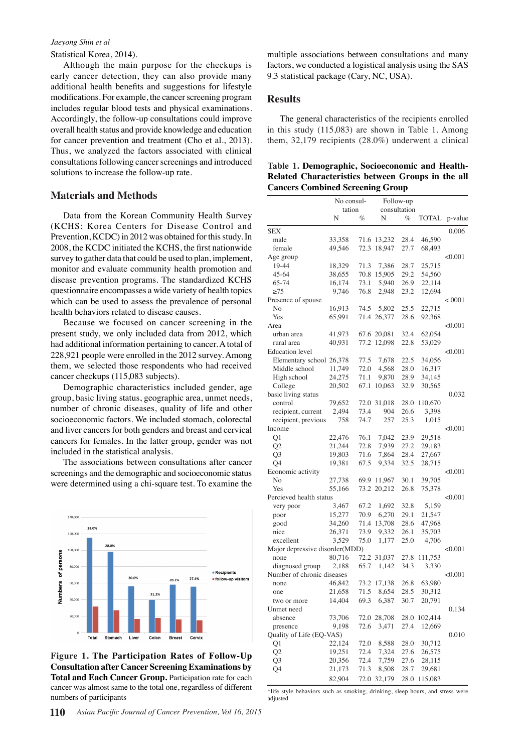Statistical Korea, 2014).

Although the main purpose for the checkups is early cancer detection, they can also provide many additional health benefits and suggestions for lifestyle modifications. For example, the cancer screening program includes regular blood tests and physical examinations. Accordingly, the follow-up consultations could improve overall health status and provide knowledge and education for cancer prevention and treatment (Cho et al., 2013). Thus, we analyzed the factors associated with clinical consultations following cancer screenings and introduced solutions to increase the follow-up rate.

## Materials and Methods

Data from the Korean Community Health Survey (KCHS: Korea Centers for Disease Control and Prevention, KCDC) in 2012 was obtained for this study. In 2008, the KCDC initiated the KCHS, the first nationwide survey to gather data that could be used to plan, implement, monitor and evaluate community health promotion and disease prevention programs. The standardized KCHS questionnaire encompasses a wide variety of health topics which can be used to assess the prevalence of personal health behaviors related to disease causes.

Because we focused on cancer screening in the present study, we only included data from 2012, which had additional information pertaining to cancer. A total of 228,921 people were enrolled in the 2012 survey. Among them, we selected those respondents who had received cancer checkups (115,083 subjects).

Demographic characteristics included gender, age group, basic living status, geographic area, unmet needs, number of chronic diseases, quality of life and other socioeconomic factors. We included stomach, colorectal and liver cancers for both genders and breast and cervical cancers for females. In the latter group, gender was not included in the statistical analysis.

The associations between consultations after cancer screenings and the demographic and socioeconomic status were determined using a chi-square test. To examine the multiple associations between consultations and many factors, we conducted a logistical analysis using the SAS 9.3 statistical package (Cary, NC, USA).

**Figure 1. The Participation Rates of Follow-Up Consultation after Cancer Screening Examinations by Total and Each Cancer Group.** Participation rate for each cancer was almost same to the total one, regardless of different numbers of participants

## Results

The general characteristics of the recipients enrolled in this study (115,083) are shown in Table 1. Among them, 32,179 recipients (28.0%) underwent a clinical

**Table 1. Demographic, Socioeconomic and Health-Related Characteristics between Groups in the all Cancers Combined Screening Group**

| | No consultation | | Follow-up consultation | | | |
|---|---|---|---|---|---|---|
| | N | % | N | % | TOTAL | p-value |
| SEX | | | | | | 0.006 |
| male | 33,358 | 71.6 | 13,232 | 28.4 | 46,590 | |
| female | 49,546 | 72.3 | 18,947 | 27.7 | 68,493 | |
| Age group | | | | | | <0.001 |
| 19-44 | 18,329 | 71.3 | 7,386 | 28.7 | 25,715 | |
| 45-64 | 38,655 | 70.8 | 15,905 | 29.2 | 54,560 | |
| 65-74 | 16,174 | 73.1 | 5,940 | 26.9 | 22,114 | |
| ≥75 | 9,746 | 76.8 | 2,948 | 23.2 | 12,694 | |
| Presence of spouse | | | | | | <.0001 |
| No | 16,913 | 74.5 | 5,802 | 25.5 | 22,715 | |
| Yes | 65,991 | 71.4 | 26,377 | 28.6 | 92,368 | |
| Area | | | | | | <0.001 |
| urban area | 41,973 | 67.6 | 20,081 | 32.4 | 62,054 | |
| rural area | 40,931 | 77.2 | 12,098 | 22.8 | 53,029 | |
| Education level | | | | | | <0.001 |
| Elementary school | 26,378 | 77.5 | 7,678 | 22.5 | 34,056 | |
| Middle school | 11,749 | 72.0 | 4,568 | 28.0 | 16,317 | |
| High school | 24,275 | 71.1 | 9,870 | 28.9 | 34,145 | |
| College | 20,502 | 67.1 | 10,063 | 32.9 | 30,565 | |
| basic living status | | | | | | 0.032 |
| control | 79,652 | 72.0 | 31,018 | 28.0 | 110,670 | |
| recipient, current | 2,494 | 73.4 | 904 | 26.6 | 3,398 | |
| recipient, previous | 758 | 74.7 | 257 | 25.3 | 1,015 | |
| Income | | | | | | <0.001 |
| Q1 | 22,476 | 76.1 | 7,042 | 23.9 | 29,518 | |
| Q2 | 21,244 | 72.8 | 7,939 | 27.2 | 29,183 | |
| Q3 | 19,803 | 71.6 | 7,864 | 28.4 | 27,667 | |
| Q4 | 19,381 | 67.5 | 9,334 | 32.5 | 28,715 | |
| Economic activity | | | | | | <0.001 |
| No | 27,738 | 69.9 | 11,967 | 30.1 | 39,705 | |
| Yes | 55,166 | 73.2 | 20,212 | 26.8 | 75,378 | |
| Percieved health status | | | | | | <0.001 |
| very poor | 3,467 | 67.2 | 1,692 | 32.8 | 5,159 | |
| poor | 15,277 | 70.9 | 6,270 | 29.1 | 21,547 | |
| good | 34,260 | 71.4 | 13,708 | 28.6 | 47,968 | |
| nice | 26,371 | 73.9 | 9,332 | 26.1 | 35,703 | |
| excellent | 3,529 | 75.0 | 1,177 | 25.0 | 4,706 | |
| Major depressive disorder(MDD) | | | | | | <0.001 |
| none | 80,716 | 72.2 | 31,037 | 27.8 | 111,753 | |
| diagnosed group | 2,188 | 65.7 | 1,142 | 34.3 | 3,330 | |
| Number of chronic diseases | | | | | | <0.001 |
| none | 46,842 | 73.2 | 17,138 | 26.8 | 63,980 | |
| one | 21,658 | 71.5 | 8,654 | 28.5 | 30,312 | |
| two or more | 14,404 | 69.3 | 6,387 | 30.7 | 20,791 | |
| Unmet need | | | | | | 0.134 |
| absence | 73,706 | 72.0 | 28,708 | 28.0 | 102,414 | |
| presence | 9,198 | 72.6 | 3,471 | 27.4 | 12,669 | |
| Quality of Life (EQ-VAS) | | | | | | 0.010 |
| Q1 | 22,124 | 72.0 | 8,588 | 28.0 | 30,712 | |
| Q2 | 19,251 | 72.4 | 7,324 | 27.6 | 26,575 | |
| Q3 | 20,356 | 72.4 | 7,759 | 27.6 | 28,115 | |
| Q4 | 21,173 | 71.3 | 8,508 | 28.7 | 29,681 | |
| | 82,904 | 72.0 | 32,179 | 28.0 | 115,083 | |

*life style behaviors such as smoking, drinking, sleep hours, and stress were adjusted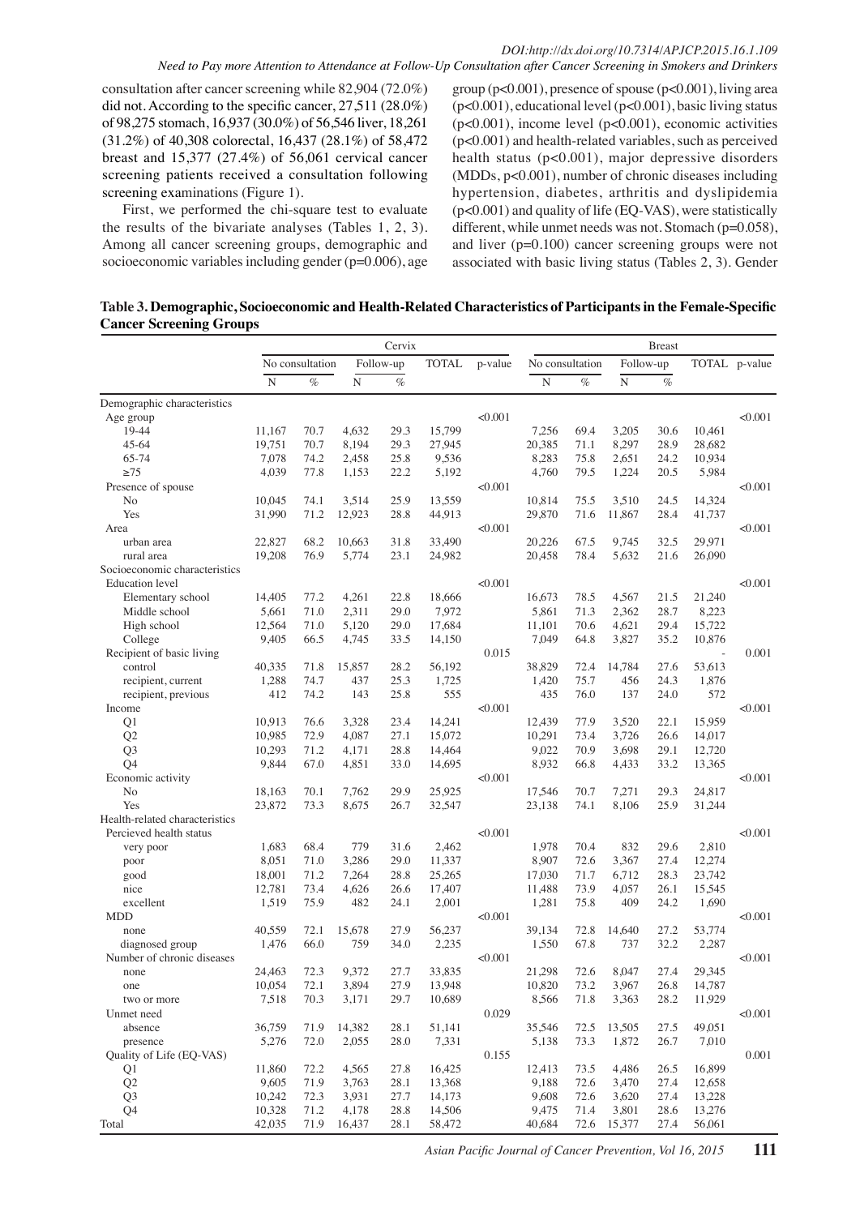consultation after cancer screening while 82,904 (72.0%) did not. According to the specific cancer, 27,511 (28.0%) of 98,275 stomach, 16,937 (30.0%) of 56,546 liver, 18,261 (31.2%) of 40,308 colorectal, 16,437 (28.1%) of 58,472 breast and 15,377 (27.4%) of 56,061 cervical cancer screening patients received a consultation following screening examinations (Figure 1).

First, we performed the chi-square test to evaluate the results of the bivariate analyses (Tables 1, 2, 3). Among all cancer screening groups, demographic and socioeconomic variables including gender (p=0.006), age group (p<0.001), presence of spouse (p<0.001), living area (p<0.001), educational level (p<0.001), basic living status (p<0.001), income level (p<0.001), economic activities (p<0.001) and health-related variables, such as perceived health status (p<0.001), major depressive disorders (MDDs, p<0.001), number of chronic diseases including hypertension, diabetes, arthritis and dyslipidemia (p<0.001) and quality of life (EQ-VAS), were statistically different, while unmet needs was not. Stomach (p=0.058), and liver (p=0.100) cancer screening groups were not associated with basic living status (Tables 2, 3). Gender

**Table 3. Demographic, Socioeconomic and Health-Related Characteristics of Participants in the Female-Specific Cancer Screening Groups**

| | Cervix | | | | | | Breast | | | | | |
|---|---|---|---|---|---|---|---|---|---|---|---|---|
| | No consultation | | Follow-up | | TOTAL | p-value | No consultation | | Follow-up | | TOTAL | p-value |
| | N | % | N | % | | | N | % | N | % | | |
| Demographic characteristics | | | | | | | | | | | | |
| Age group | | | | | | <0.001 | | | | | | <0.001 |
| 19-44 | 11,167 | 70.7 | 4,632 | 29.3 | 15,799 | | 7,256 | 69.4 | 3,205 | 30.6 | 10,461 | |
| 45-64 | 19,751 | 70.7 | 8,194 | 29.3 | 27,945 | | 20,385 | 71.1 | 8,297 | 28.9 | 28,682 | |
| 65-74 | 7,078 | 74.2 | 2,458 | 25.8 | 9,536 | | 8,283 | 75.8 | 2,651 | 24.2 | 10,934 | |
| ≥75 | 4,039 | 77.8 | 1,153 | 22.2 | 5,192 | | 4,760 | 79.5 | 1,224 | 20.5 | 5,984 | |
| Presence of spouse | | | | | | <0.001 | | | | | | <0.001 |
| No | 10,045 | 74.1 | 3,514 | 25.9 | 13,559 | | 10,814 | 75.5 | 3,510 | 24.5 | 14,324 | |
| Yes | 31,990 | 71.2 | 12,923 | 28.8 | 44,913 | | 29,870 | 71.6 | 11,867 | 28.4 | 41,737 | |
| Area | | | | | | <0.001 | | | | | | <0.001 |
| urban area | 22,827 | 68.2 | 10,663 | 31.8 | 33,490 | | 20,226 | 67.5 | 9,745 | 32.5 | 29,971 | |
| rural area | 19,208 | 76.9 | 5,774 | 23.1 | 24,982 | | 20,458 | 78.4 | 5,632 | 21.6 | 26,090 | |
| Socioeconomic characteristics | | | | | | | | | | | | |
| Education level | | | | | | <0.001 | | | | | | <0.001 |
| Elementary school | 14,405 | 77.2 | 4,261 | 22.8 | 18,666 | | 16,673 | 78.5 | 4,567 | 21.5 | 21,240 | |
| Middle school | 5,661 | 71.0 | 2,311 | 29.0 | 7,972 | | 5,861 | 71.3 | 2,362 | 28.7 | 8,223 | |
| High school | 12,564 | 71.0 | 5,120 | 29.0 | 17,684 | | 11,101 | 70.6 | 4,621 | 29.4 | 15,722 | |
| College | 9,405 | 66.5 | 4,745 | 33.5 | 14,150 | | 7,049 | 64.8 | 3,827 | 35.2 | 10,876 | |
| Recipient of basic living | | | | | | 0.015 | | | | | - | 0.001 |
| control | 40,335 | 71.8 | 15,857 | 28.2 | 56,192 | | 38,829 | 72.4 | 14,784 | 27.6 | 53,613 | |
| recipient, current | 1,288 | 74.7 | 437 | 25.3 | 1,725 | | 1,420 | 75.7 | 456 | 24.3 | 1,876 | |
| recipient, previous | 412 | 74.2 | 143 | 25.8 | 555 | | 435 | 76.0 | 137 | 24.0 | 572 | |
| Income | | | | | | <0.001 | | | | | | <0.001 |
| Q1 | 10,913 | 76.6 | 3,328 | 23.4 | 14,241 | | 12,439 | 77.9 | 3,520 | 22.1 | 15,959 | |
| Q2 | 10,985 | 72.9 | 4,087 | 27.1 | 15,072 | | 10,291 | 73.4 | 3,726 | 26.6 | 14,017 | |
| Q3 | 10,293 | 71.2 | 4,171 | 28.8 | 14,464 | | 9,022 | 70.9 | 3,698 | 29.1 | 12,720 | |
| Q4 | 9,844 | 67.0 | 4,851 | 33.0 | 14,695 | | 8,932 | 66.8 | 4,433 | 33.2 | 13,365 | |
| Economic activity | | | | | | <0.001 | | | | | | <0.001 |
| No | 18,163 | 70.1 | 7,762 | 29.9 | 25,925 | | 17,546 | 70.7 | 7,271 | 29.3 | 24,817 | |
| Yes | 23,872 | 73.3 | 8,675 | 26.7 | 32,547 | | 23,138 | 74.1 | 8,106 | 25.9 | 31,244 | |
| Health-related characteristics | | | | | | | | | | | | |
| Percieved health status | | | | | | <0.001 | | | | | | <0.001 |
| very poor | 1,683 | 68.4 | 779 | 31.6 | 2,462 | | 1,978 | 70.4 | 832 | 29.6 | 2,810 | |
| poor | 8,051 | 71.0 | 3,286 | 29.0 | 11,337 | | 8,907 | 72.6 | 3,367 | 27.4 | 12,274 | |
| good | 18,001 | 71.2 | 7,264 | 28.8 | 25,265 | | 17,030 | 71.7 | 6,712 | 28.3 | 23,742 | |
| nice | 12,781 | 73.4 | 4,626 | 26.6 | 17,407 | | 11,488 | 73.9 | 4,057 | 26.1 | 15,545 | |
| excellent | 1,519 | 75.9 | 482 | 24.1 | 2,001 | | 1,281 | 75.8 | 409 | 24.2 | 1,690 | |
| MDD | | | | | | <0.001 | | | | | | <0.001 |
| none | 40,559 | 72.1 | 15,678 | 27.9 | 56,237 | | 39,134 | 72.8 | 14,640 | 27.2 | 53,774 | |
| diagnosed group | 1,476 | 66.0 | 759 | 34.0 | 2,235 | | 1,550 | 67.8 | 737 | 32.2 | 2,287 | |
| Number of chronic diseases | | | | | | <0.001 | | | | | | <0.001 |
| none | 24,463 | 72.3 | 9,372 | 27.7 | 33,835 | | 21,298 | 72.6 | 8,047 | 27.4 | 29,345 | |
| one | 10,054 | 72.1 | 3,894 | 27.9 | 13,948 | | 10,820 | 73.2 | 3,967 | 26.8 | 14,787 | |
| two or more | 7,518 | 70.3 | 3,171 | 29.7 | 10,689 | | 8,566 | 71.8 | 3,363 | 28.2 | 11,929 | |
| Unmet need | | | | | | 0.029 | | | | | | <0.001 |
| absence | 36,759 | 71.9 | 14,382 | 28.1 | 51,141 | | 35,546 | 72.5 | 13,505 | 27.5 | 49,051 | |
| presence | 5,276 | 72.0 | 2,055 | 28.0 | 7,331 | | 5,138 | 73.3 | 1,872 | 26.7 | 7,010 | |
| Quality of Life (EQ-VAS) | | | | | | 0.155 | | | | | | 0.001 |
| Q1 | 11,860 | 72.2 | 4,565 | 27.8 | 16,425 | | 12,413 | 73.5 | 4,486 | 26.5 | 16,899 | |
| Q2 | 9,605 | 71.9 | 3,763 | 28.1 | 13,368 | | 9,188 | 72.6 | 3,470 | 27.4 | 12,658 | |
| Q3 | 10,242 | 72.3 | 3,931 | 27.7 | 14,173 | | 9,608 | 72.6 | 3,620 | 27.4 | 13,228 | |
| Q4 | 10,328 | 71.2 | 4,178 | 28.8 | 14,506 | | 9,475 | 71.4 | 3,801 | 28.6 | 13,276 | |
| Total | 42,035 | 71.9 | 16,437 | 28.1 | 58,472 | | 40,684 | 72.6 | 15,377 | 27.4 | 56,061 | |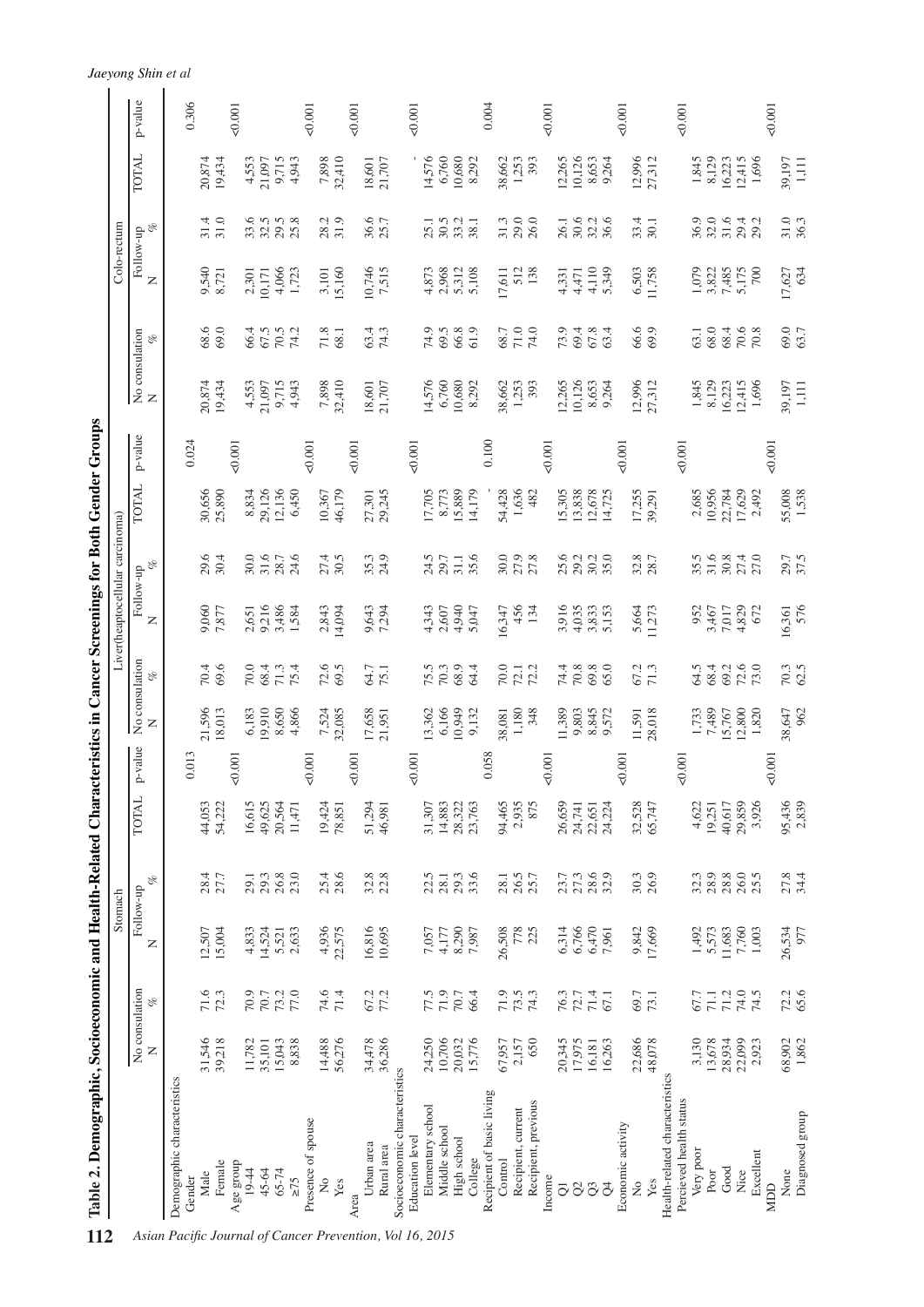**Table 2. Demographic, Socioeconomic and Health-Related Characteristics in Cancer Screenings for Both Gender Groups**

| | Stomach | | | | | | Liver(heaptocellular carcinoma) | | | | | | Colo-rectum | | | | | |
|---|---|---|---|---|---|---|---|---|---|---|---|---|---|---|---|---|---|---|
| | No consulation | | Follow-up | | TOTAL | p-value | No consulation | | Follow-up | | TOTAL | p-value | No consulation | | Follow-up | | TOTAL | p-value |
| | N | % | N | % | | | N | % | N | % | | | N | % | N | % | | |
| **Demographic characteristics** | | | | | | | | | | | | | | | | | | |
| Gender | | | | | | 0.013 | | | | | | 0.024 | | | | | | 0.306 |
| Male | 31,546 | 71.6 | 12,507 | 28.4 | 44,053 | | 21,596 | 70.4 | 9,060 | 29.6 | 30,656 | | 20,874 | 68.6 | 9,540 | 31.4 | 20,874 | |
| Female | 39,218 | 72.3 | 15,004 | 27.7 | 54,222 | | 18,013 | 69.6 | 7,877 | 30.4 | 25,890 | | 19,434 | 69.0 | 8,721 | 31.0 | 19,434 | |
| Age group | | | | | | <0.001 | | | | | | <0.001 | | | | | | <0.001 |
| 19-44 | 11,782 | 70.9 | 4,833 | 29.1 | 16,615 | | 6,183 | 70.0 | 2,651 | 30.0 | 8,834 | | 4,553 | 66.4 | 2,301 | 33.6 | 4,553 | |
| 45-64 | 35,101 | 70.7 | 14,524 | 29.3 | 49,625 | | 19,910 | 68.4 | 9,216 | 31.6 | 29,126 | | 21,097 | 67.5 | 10,171 | 32.5 | 21,097 | |
| 65-74 | 15,043 | 73.2 | 5,521 | 26.8 | 20,564 | | 8,650 | 71.3 | 3,486 | 28.7 | 12,136 | | 9,715 | 70.5 | 4,066 | 29.5 | 9,715 | |
| ≥75 | 8,838 | 77.0 | 2,633 | 23.0 | 11,471 | | 4,866 | 75.4 | 1,584 | 24.6 | 6,450 | | 4,943 | 74.2 | 1,723 | 25.8 | 4,943 | |
| Presence of spouse | | | | | | <0.001 | | | | | | <0.001 | | | | | | <0.001 |
| No | 14,488 | 74.6 | 4,936 | 25.4 | 19,424 | | 7,524 | 72.6 | 2,843 | 27.4 | 10,367 | | 7,898 | 71.8 | 3,101 | 28.2 | 7,898 | |
| Yes | 56,276 | 71.4 | 22,575 | 28.6 | 78,851 | | 32,085 | 69.5 | 14,094 | 30.5 | 46,179 | | 32,410 | 68.1 | 15,160 | 31.9 | 32,410 | |
| Area | | | | | | <0.001 | | | | | | <0.001 | | | | | | <0.001 |
| Urban area | 34,478 | 67.2 | 16,816 | 32.8 | 51,294 | | 17,658 | 64.7 | 9,643 | 35.3 | 27,301 | | 18,601 | 63.4 | 10,746 | 36.6 | 18,601 | |
| Rural area | 36,286 | 77.2 | 10,695 | 22.8 | 46,981 | | 21,951 | 75.1 | 7,294 | 24.9 | 29,245 | | 21,707 | 74.3 | 7,515 | 25.7 | 21,707 | |
| **Socioeconomic characteristics** | | | | | | | | | | | | | | | | | | |
| Education level | | | | | | <0.001 | | | | | | <0.001 | | | | | | <0.001 |
| Elementary school | 24,250 | 77.5 | 7,057 | 22.5 | 31,307 | | 13,362 | 75.5 | 4,343 | 24.5 | 17,705 | | 14,576 | 74.9 | 4,873 | 25.1 | 14,576 | |
| Middle school | 10,706 | 71.9 | 4,177 | 28.1 | 14,883 | | 6,166 | 70.3 | 2,607 | 29.7 | 8,773 | | 6,760 | 69.5 | 2,968 | 30.5 | 6,760 | |
| High school | 20,032 | 70.7 | 8,290 | 29.3 | 28,322 | | 10,949 | 68.9 | 4,940 | 31.1 | 15,889 | | 10,680 | 66.8 | 5,312 | 33.2 | 10,680 | |
| College | 15,776 | 66.4 | 7,987 | 33.6 | 23,763 | | 9,132 | 64.4 | 5,047 | 35.6 | 14,179 | | 8,292 | 61.9 | 5,108 | 38.1 | 8,292 | |
| Recipient of basic living | | | | | | 0.058 | | | | | | 0.100 | | | | | | 0.004 |
| Control | 67,957 | 71.9 | 26,508 | 28.1 | 94,465 | | 38,081 | 70.0 | 16,347 | 30.0 | 54,428 | | 38,662 | 68.7 | 17,611 | 31.3 | 38,662 | |
| Recipient, current | 2,157 | 73.5 | 778 | 26.5 | 2,935 | | 1,180 | 72.1 | 456 | 27.9 | 1,636 | | 1,253 | 71.0 | 512 | 29.0 | 1,253 | |
| Recipient, previous | 650 | 74.3 | 225 | 25.7 | 875 | | 348 | 72.2 | 134 | 27.8 | 482 | | 393 | 74.0 | 138 | 26.0 | 393 | |
| Income | | | | | | <0.001 | | | | | | <0.001 | | | | | | <0.001 |
| Q1 | 20,345 | 76.3 | 6,314 | 23.7 | 26,659 | | 11,389 | 74.4 | 3,916 | 25.6 | 15,305 | | 12,265 | 73.9 | 4,331 | 26.1 | 12,265 | |
| Q2 | 17,975 | 72.7 | 6,766 | 27.3 | 24,741 | | 9,803 | 70.8 | 4,035 | 29.2 | 13,838 | | 10,126 | 69.4 | 4,471 | 30.6 | 10,126 | |
| Q3 | 16,181 | 71.4 | 6,470 | 28.6 | 22,651 | | 8,845 | 69.8 | 3,833 | 30.2 | 12,678 | | 8,653 | 67.8 | 4,110 | 32.2 | 8,653 | |
| Q4 | 16,263 | 67.1 | 7,961 | 32.9 | 24,224 | | 9,572 | 65.0 | 5,153 | 35.0 | 14,725 | | 9,264 | 63.4 | 5,349 | 36.6 | 9,264 | |
| Economic activity | | | | | | <0.001 | | | | | | <0.001 | | | | | | <0.001 |
| No | 22,686 | 69.7 | 9,842 | 30.3 | 32,528 | | 11,591 | 67.2 | 5,664 | 32.8 | 17,255 | | 12,996 | 66.6 | 6,503 | 33.4 | 12,996 | |
| Yes | 48,078 | 73.1 | 17,669 | 26.9 | 65,747 | | 28,018 | 71.3 | 11,273 | 28.7 | 39,291 | | 27,312 | 69.9 | 11,758 | 30.1 | 27,312 | |
| **Health-related characteristics** | | | | | | | | | | | | | | | | | | |
| Percieved health status | | | | | | <0.001 | | | | | | <0.001 | | | | | | <0.001 |
| Very poor | 3,130 | 67.7 | 1,492 | 32.3 | 4,622 | | 1,733 | 64.5 | 952 | 35.5 | 2,685 | | 1,845 | 63.1 | 1,079 | 36.9 | 1,845 | |
| Poor | 13,678 | 71.1 | 5,573 | 28.9 | 19,251 | | 7,489 | 68.4 | 3,467 | 31.6 | 10,956 | | 8,129 | 68.0 | 3,822 | 32.0 | 8,129 | |
| Good | 28,934 | 71.2 | 11,683 | 28.8 | 40,617 | | 15,767 | 69.2 | 7,017 | 30.8 | 22,784 | | 16,223 | 68.4 | 7,485 | 31.6 | 16,223 | |
| Nice | 22,099 | 74.0 | 7,760 | 26.0 | 29,859 | | 12,800 | 72.6 | 4,829 | 27.4 | 17,629 | | 12,415 | 70.6 | 5,175 | 29.4 | 12,415 | |
| Excellent | 2,923 | 74.5 | 1,003 | 25.5 | 3,926 | | 1,820 | 73.0 | 672 | 27.0 | 2,492 | | 1,696 | 70.8 | 700 | 29.2 | 1,696 | |
| MDD | | | | | | <0.001 | | | | | | <0.001 | | | | | | <0.001 |
| None | 68,902 | 72.2 | 26,534 | 27.8 | 95,436 | | 38,647 | 70.3 | 16,361 | 29.7 | 55,008 | | 39,197 | 69.0 | 17,627 | 31.0 | 39,197 | |
| Diagnosed group | 1,862 | 65.6 | 977 | 34.4 | 2,839 | | 962 | 62.5 | 576 | 37.5 | 1,538 | | 1,111 | 63.7 | 634 | 36.3 | 1,111 | |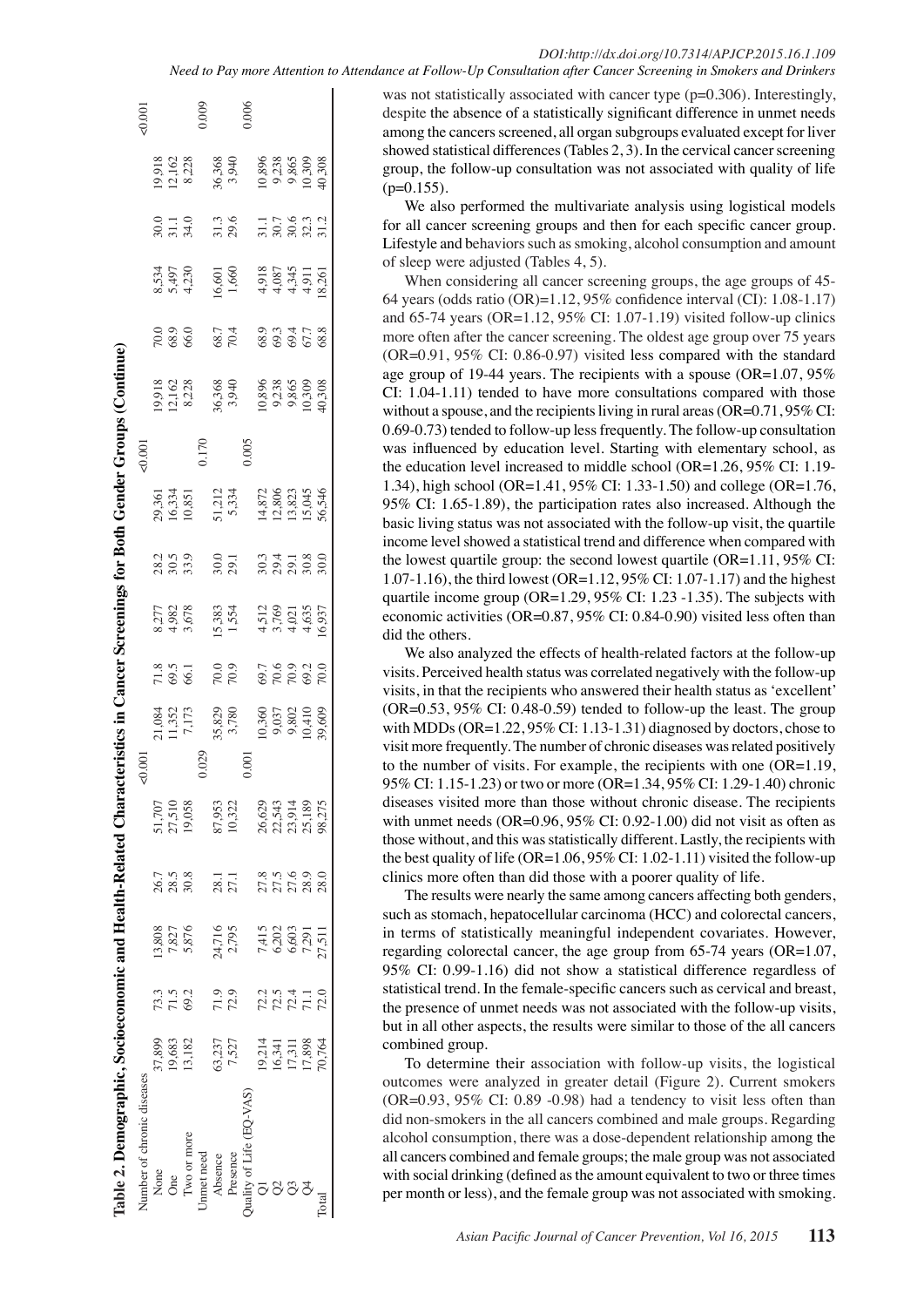**Table 2. Demographic, Socioeconomic and Health-Related Characteristics in Cancer Screenings for Both Gender Groups (Continue)**

| | | | | | | | | | | | | | | | | | |
|---|---|---|---|---|---|---|---|---|---|---|---|---|---|---|---|---|---|
| Number of chronic diseases | | | | | | <0.001 | | | | | | <0.001 | | | | | <0.001 |
| None | 37,899 | 73.3 | 13,808 | 26.7 | 51,707 | | 21,084 | 71.8 | 8,277 | 28.2 | 29,361 | | 19,918 | 70.0 | 8,534 | 30.0 | 19,918 |
| One | 19,683 | 71.5 | 7,827 | 28.5 | 27,510 | | 11,352 | 69.5 | 4,982 | 30.5 | 16,334 | | 12,162 | 68.9 | 5,497 | 31.1 | 12,162 |
| Two or more | 13,182 | 69.2 | 5,876 | 30.8 | 19,058 | | 7,173 | 66.1 | 3,678 | 33.9 | 10,851 | | 8,228 | 66.0 | 4,230 | 34.0 | 8,228 |
| Unmet need | | | | | | 0.029 | | | | | | 0.170 | | | | | 0.009 |
| Absence | 63,237 | 71.9 | 24,716 | 28.1 | 87,953 | | 35,829 | 70.0 | 15,383 | 30.0 | 51,212 | | 36,368 | 68.7 | 16,601 | 31.3 | 36,368 |
| Presence | 7,527 | 72.9 | 2,795 | 27.1 | 10,322 | | 3,780 | 70.9 | 1,554 | 29.1 | 5,334 | | 3,940 | 70.4 | 1,660 | 29.6 | 3,940 |
| Quality of Life (EQ-VAS) | | | | | | 0.001 | | | | | | 0.005 | | | | | 0.006 |
| Q1 | 19,214 | 72.2 | 7,415 | 27.8 | 26,629 | | 10,360 | 69.7 | 4,512 | 30.3 | 14,872 | | 10,896 | 68.9 | 4,918 | 31.1 | 10,896 |
| Q2 | 16,341 | 72.5 | 6,202 | 27.5 | 22,543 | | 9,037 | 70.6 | 3,769 | 29.4 | 12,806 | | 9,238 | 69.3 | 4,087 | 30.7 | 9,238 |
| Q3 | 17,311 | 72.4 | 6,603 | 27.6 | 23,914 | | 9,802 | 70.9 | 4,021 | 29.1 | 13,823 | | 9,865 | 69.4 | 4,345 | 30.6 | 9,865 |
| Q4 | 17,898 | 71.1 | 7,291 | 28.9 | 25,189 | | 10,410 | 69.2 | 4,635 | 30.8 | 15,045 | | 10,309 | 67.7 | 4,911 | 32.3 | 10,309 |
| Total | 70,764 | 72.0 | 27,511 | 28.0 | 98,275 | | 39,609 | 70.0 | 16,937 | 30.0 | 56,546 | | 40,308 | 68.8 | 18,261 | 31.2 | 40,308 |

was not statistically associated with cancer type (p=0.306). Interestingly, despite the absence of a statistically significant difference in unmet needs among the cancers screened, all organ subgroups evaluated except for liver showed statistical differences (Tables 2, 3). In the cervical cancer screening group, the follow-up consultation was not associated with quality of life (p=0.155).

We also performed the multivariate analysis using logistical models for all cancer screening groups and then for each specific cancer group. Lifestyle and behaviors such as smoking, alcohol consumption and amount of sleep were adjusted (Tables 4, 5).

When considering all cancer screening groups, the age groups of 45-64 years (odds ratio (OR)=1.12, 95% confidence interval (CI): 1.08-1.17) and 65-74 years (OR=1.12, 95% CI: 1.07-1.19) visited follow-up clinics more often after the cancer screening. The oldest age group over 75 years (OR=0.91, 95% CI: 0.86-0.97) visited less compared with the standard age group of 19-44 years. The recipients with a spouse (OR=1.07, 95% CI: 1.04-1.11) tended to have more consultations compared with those without a spouse, and the recipients living in rural areas (OR=0.71, 95% CI: 0.69-0.73) tended to follow-up less frequently. The follow-up consultation was influenced by education level. Starting with elementary school, as the education level increased to middle school (OR=1.26, 95% CI: 1.19-1.34), high school (OR=1.41, 95% CI: 1.33-1.50) and college (OR=1.76, 95% CI: 1.65-1.89), the participation rates also increased. Although the basic living status was not associated with the follow-up visit, the quartile income level showed a statistical trend and difference when compared with the lowest quartile group: the second lowest quartile (OR=1.11, 95% CI: 1.07-1.16), the third lowest (OR=1.12, 95% CI: 1.07-1.17) and the highest quartile income group (OR=1.29, 95% CI: 1.23 -1.35). The subjects with economic activities (OR=0.87, 95% CI: 0.84-0.90) visited less often than did the others.

We also analyzed the effects of health-related factors at the follow-up visits. Perceived health status was correlated negatively with the follow-up visits, in that the recipients who answered their health status as 'excellent' (OR=0.53, 95% CI: 0.48-0.59) tended to follow-up the least. The group with MDDs (OR=1.22, 95% CI: 1.13-1.31) diagnosed by doctors, chose to visit more frequently. The number of chronic diseases was related positively to the number of visits. For example, the recipients with one (OR=1.19, 95% CI: 1.15-1.23) or two or more (OR=1.34, 95% CI: 1.29-1.40) chronic diseases visited more than those without chronic disease. The recipients with unmet needs (OR=0.96, 95% CI: 0.92-1.00) did not visit as often as those without, and this was statistically different. Lastly, the recipients with the best quality of life (OR=1.06, 95% CI: 1.02-1.11) visited the follow-up clinics more often than did those with a poorer quality of life.

The results were nearly the same among cancers affecting both genders, such as stomach, hepatocellular carcinoma (HCC) and colorectal cancers, in terms of statistically meaningful independent covariates. However, regarding colorectal cancer, the age group from 65-74 years (OR=1.07, 95% CI: 0.99-1.16) did not show a statistical difference regardless of statistical trend. In the female-specific cancers such as cervical and breast, the presence of unmet needs was not associated with the follow-up visits, but in all other aspects, the results were similar to those of the all cancers combined group.

To determine their association with follow-up visits, the logistical outcomes were analyzed in greater detail (Figure 2). Current smokers (OR=0.93, 95% CI: 0.89 -0.98) had a tendency to visit less often than did non-smokers in the all cancers combined and male groups. Regarding alcohol consumption, there was a dose-dependent relationship among the all cancers combined and female groups; the male group was not associated with social drinking (defined as the amount equivalent to two or three times per month or less), and the female group was not associated with smoking.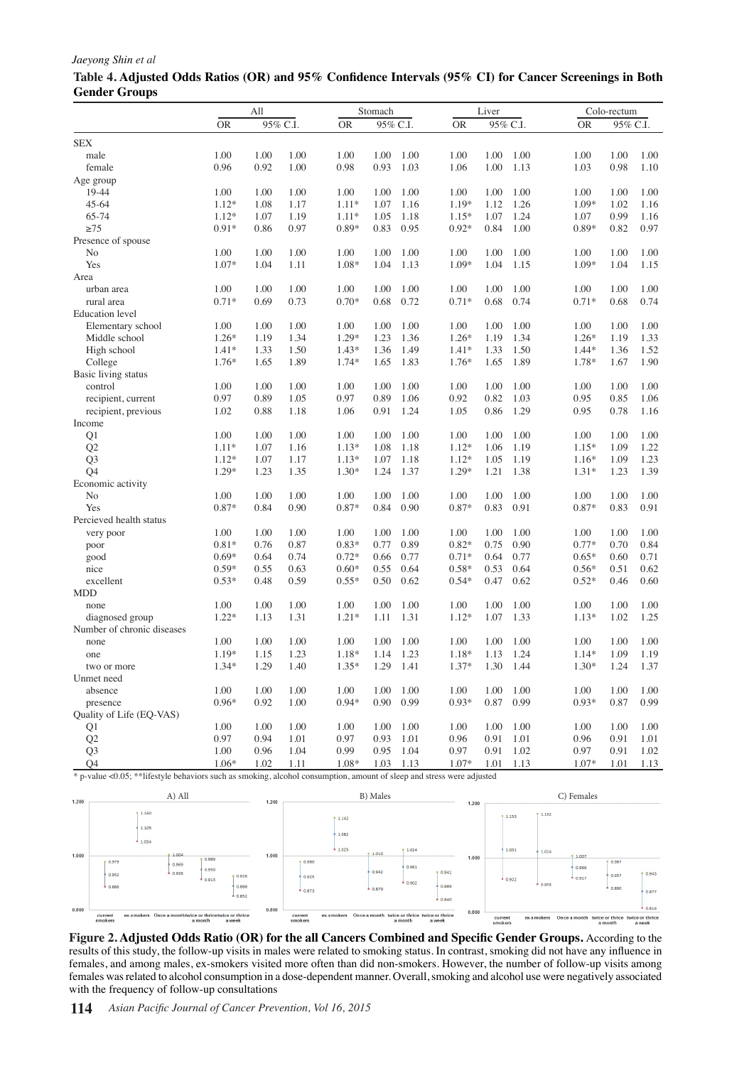**Table 4. Adjusted Odds Ratios (OR) and 95% Confidence Intervals (95% CI) for Cancer Screenings in Both Gender Groups**

| | All | | | Stomach | | | Liver | | | Colo-rectum | | |
|---|---|---|---|---|---|---|---|---|---|---|---|---|
| | OR | 95% C.I. | | OR | 95% C.I. | | OR | 95% C.I. | | OR | 95% C.I. | |
| SEX | | | | | | | | | | | | |
| male | 1.00 | 1.00 | 1.00 | 1.00 | 1.00 | 1.00 | 1.00 | 1.00 | 1.00 | 1.00 | 1.00 | 1.00 |
| female | 0.96 | 0.92 | 1.00 | 0.98 | 0.93 | 1.03 | 1.06 | 1.00 | 1.13 | 1.03 | 0.98 | 1.10 |
| Age group | | | | | | | | | | | | |
| 19-44 | 1.00 | 1.00 | 1.00 | 1.00 | 1.00 | 1.00 | 1.00 | 1.00 | 1.00 | 1.00 | 1.00 | 1.00 |
| 45-64 | 1.12* | 1.08 | 1.17 | 1.11* | 1.07 | 1.16 | 1.19* | 1.12 | 1.26 | 1.09* | 1.02 | 1.16 |
| 65-74 | 1.12* | 1.07 | 1.19 | 1.11* | 1.05 | 1.18 | 1.15* | 1.07 | 1.24 | 1.07 | 0.99 | 1.16 |
| ≥75 | 0.91* | 0.86 | 0.97 | 0.89* | 0.83 | 0.95 | 0.92* | 0.84 | 1.00 | 0.89* | 0.82 | 0.97 |
| Presence of spouse | | | | | | | | | | | | |
| No | 1.00 | 1.00 | 1.00 | 1.00 | 1.00 | 1.00 | 1.00 | 1.00 | 1.00 | 1.00 | 1.00 | 1.00 |
| Yes | 1.07* | 1.04 | 1.11 | 1.08* | 1.04 | 1.13 | 1.09* | 1.04 | 1.15 | 1.09* | 1.04 | 1.15 |
| Area | | | | | | | | | | | | |
| urban area | 1.00 | 1.00 | 1.00 | 1.00 | 1.00 | 1.00 | 1.00 | 1.00 | 1.00 | 1.00 | 1.00 | 1.00 |
| rural area | 0.71* | 0.69 | 0.73 | 0.70* | 0.68 | 0.72 | 0.71* | 0.68 | 0.74 | 0.71* | 0.68 | 0.74 |
| Education level | | | | | | | | | | | | |
| Elementary school | 1.00 | 1.00 | 1.00 | 1.00 | 1.00 | 1.00 | 1.00 | 1.00 | 1.00 | 1.00 | 1.00 | 1.00 |
| Middle school | 1.26* | 1.19 | 1.34 | 1.29* | 1.23 | 1.36 | 1.26* | 1.19 | 1.34 | 1.26* | 1.19 | 1.33 |
| High school | 1.41* | 1.33 | 1.50 | 1.43* | 1.36 | 1.49 | 1.41* | 1.33 | 1.50 | 1.44* | 1.36 | 1.52 |
| College | 1.76* | 1.65 | 1.89 | 1.74* | 1.65 | 1.83 | 1.76* | 1.65 | 1.89 | 1.78* | 1.67 | 1.90 |
| Basic living status | | | | | | | | | | | | |
| control | 1.00 | 1.00 | 1.00 | 1.00 | 1.00 | 1.00 | 1.00 | 1.00 | 1.00 | 1.00 | 1.00 | 1.00 |
| recipient, current | 0.97 | 0.89 | 1.05 | 0.97 | 0.89 | 1.06 | 0.92 | 0.82 | 1.03 | 0.95 | 0.85 | 1.06 |
| recipient, previous | 1.02 | 0.88 | 1.18 | 1.06 | 0.91 | 1.24 | 1.05 | 0.86 | 1.29 | 0.95 | 0.78 | 1.16 |
| Income | | | | | | | | | | | | |
| Q1 | 1.00 | 1.00 | 1.00 | 1.00 | 1.00 | 1.00 | 1.00 | 1.00 | 1.00 | 1.00 | 1.00 | 1.00 |
| Q2 | 1.11* | 1.07 | 1.16 | 1.13* | 1.08 | 1.18 | 1.12* | 1.06 | 1.19 | 1.15* | 1.09 | 1.22 |
| Q3 | 1.12* | 1.07 | 1.17 | 1.13* | 1.07 | 1.18 | 1.12* | 1.05 | 1.19 | 1.16* | 1.09 | 1.23 |
| Q4 | 1.29* | 1.23 | 1.35 | 1.30* | 1.24 | 1.37 | 1.29* | 1.21 | 1.38 | 1.31* | 1.23 | 1.39 |
| Economic activity | | | | | | | | | | | | |
| No | 1.00 | 1.00 | 1.00 | 1.00 | 1.00 | 1.00 | 1.00 | 1.00 | 1.00 | 1.00 | 1.00 | 1.00 |
| Yes | 0.87* | 0.84 | 0.90 | 0.87* | 0.84 | 0.90 | 0.87* | 0.83 | 0.91 | 0.87* | 0.83 | 0.91 |
| Percieved health status | | | | | | | | | | | | |
| very poor | 1.00 | 1.00 | 1.00 | 1.00 | 1.00 | 1.00 | 1.00 | 1.00 | 1.00 | 1.00 | 1.00 | 1.00 |
| poor | 0.81* | 0.76 | 0.87 | 0.83* | 0.77 | 0.89 | 0.82* | 0.75 | 0.90 | 0.77* | 0.70 | 0.84 |
| good | 0.69* | 0.64 | 0.74 | 0.72* | 0.66 | 0.77 | 0.71* | 0.64 | 0.77 | 0.65* | 0.60 | 0.71 |
| nice | 0.59* | 0.55 | 0.63 | 0.60* | 0.55 | 0.64 | 0.58* | 0.53 | 0.64 | 0.56* | 0.51 | 0.62 |
| excellent | 0.53* | 0.48 | 0.59 | 0.55* | 0.50 | 0.62 | 0.54* | 0.47 | 0.62 | 0.52* | 0.46 | 0.60 |
| MDD | | | | | | | | | | | | |
| none | 1.00 | 1.00 | 1.00 | 1.00 | 1.00 | 1.00 | 1.00 | 1.00 | 1.00 | 1.00 | 1.00 | 1.00 |
| diagnosed group | 1.22* | 1.13 | 1.31 | 1.21* | 1.11 | 1.31 | 1.12* | 1.07 | 1.33 | 1.13* | 1.02 | 1.25 |
| Number of chronic diseases | | | | | | | | | | | | |
| none | 1.00 | 1.00 | 1.00 | 1.00 | 1.00 | 1.00 | 1.00 | 1.00 | 1.00 | 1.00 | 1.00 | 1.00 |
| one | 1.19* | 1.15 | 1.23 | 1.18* | 1.14 | 1.23 | 1.18* | 1.13 | 1.24 | 1.14* | 1.09 | 1.19 |
| two or more | 1.34* | 1.29 | 1.40 | 1.35* | 1.29 | 1.41 | 1.37* | 1.30 | 1.44 | 1.30* | 1.24 | 1.37 |
| Unmet need | | | | | | | | | | | | |
| absence | 1.00 | 1.00 | 1.00 | 1.00 | 1.00 | 1.00 | 1.00 | 1.00 | 1.00 | 1.00 | 1.00 | 1.00 |
| presence | 0.96* | 0.92 | 1.00 | 0.94* | 0.90 | 0.99 | 0.93* | 0.87 | 0.99 | 0.93* | 0.87 | 0.99 |
| Quality of Life (EQ-VAS) | | | | | | | | | | | | |
| Q1 | 1.00 | 1.00 | 1.00 | 1.00 | 1.00 | 1.00 | 1.00 | 1.00 | 1.00 | 1.00 | 1.00 | 1.00 |
| Q2 | 0.97 | 0.94 | 1.01 | 0.97 | 0.93 | 1.01 | 0.96 | 0.91 | 1.01 | 0.96 | 0.91 | 1.01 |
| Q3 | 1.00 | 0.96 | 1.04 | 0.99 | 0.95 | 1.04 | 0.97 | 0.91 | 1.02 | 0.97 | 0.91 | 1.02 |
| Q4 | 1.06* | 1.02 | 1.11 | 1.08* | 1.03 | 1.13 | 1.07* | 1.01 | 1.13 | 1.07* | 1.01 | 1.13 |

\* p-value <0.05; **lifestyle behaviors such as smoking, alcohol consumption, amount of sleep and stress were adjusted

**Figure 2. Adjusted Odds Ratio (OR) for the all Cancers Combined and Specific Gender Groups.** According to the results of this study, the follow-up visits in males were related to smoking status. In contrast, smoking did not have any influence in females, and among males, ex-smokers visited more often than did non-smokers. However, the number of follow-up visits among females was related to alcohol consumption in a dose-dependent manner. Overall, smoking and alcohol use were negatively associated with the frequency of follow-up consultations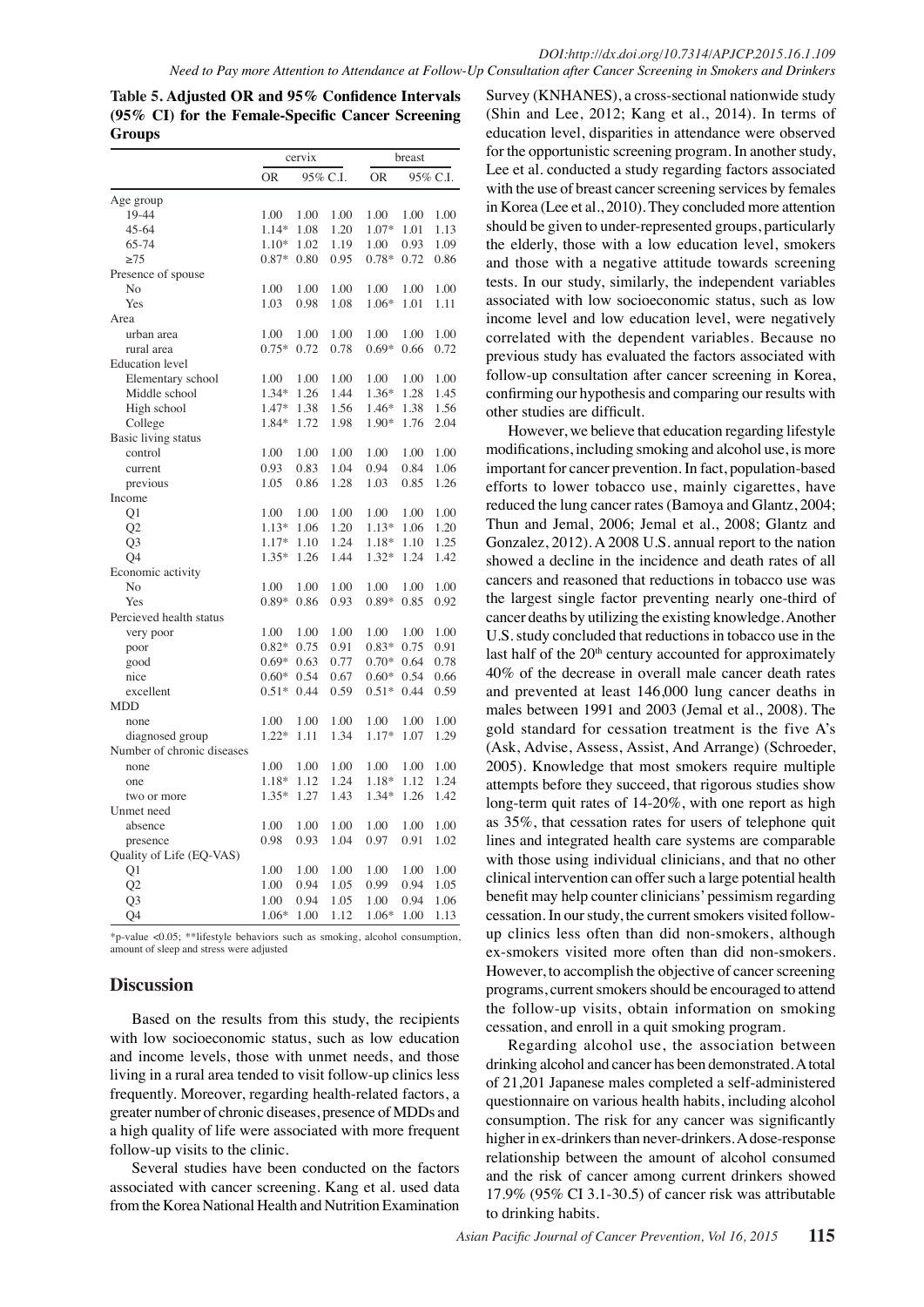**Table 5. Adjusted OR and 95% Confidence Intervals (95% CI) for the Female-Specific Cancer Screening Groups**

| | cervix | | | breast | | |
|---|---|---|---|---|---|---|
| | OR | 95% C.I. | | OR | 95% C.I. | |
| Age group | | | | | | |
| 19-44 | 1.00 | 1.00 | 1.00 | 1.00 | 1.00 | 1.00 |
| 45-64 | 1.14* | 1.08 | 1.20 | 1.07* | 1.01 | 1.13 |
| 65-74 | 1.10* | 1.02 | 1.19 | 1.00 | 0.93 | 1.09 |
| ≥75 | 0.87* | 0.80 | 0.95 | 0.78* | 0.72 | 0.86 |
| Presence of spouse | | | | | | |
| No | 1.00 | 1.00 | 1.00 | 1.00 | 1.00 | 1.00 |
| Yes | 1.03 | 0.98 | 1.08 | 1.06* | 1.01 | 1.11 |
| Area | | | | | | |
| urban area | 1.00 | 1.00 | 1.00 | 1.00 | 1.00 | 1.00 |
| rural area | 0.75* | 0.72 | 0.78 | 0.69* | 0.66 | 0.72 |
| Education level | | | | | | |
| Elementary school | 1.00 | 1.00 | 1.00 | 1.00 | 1.00 | 1.00 |
| Middle school | 1.34* | 1.26 | 1.44 | 1.36* | 1.28 | 1.45 |
| High school | 1.47* | 1.38 | 1.56 | 1.46* | 1.38 | 1.56 |
| College | 1.84* | 1.72 | 1.98 | 1.90* | 1.76 | 2.04 |
| Basic living status | | | | | | |
| control | 1.00 | 1.00 | 1.00 | 1.00 | 1.00 | 1.00 |
| current | 0.93 | 0.83 | 1.04 | 0.94 | 0.84 | 1.06 |
| previous | 1.05 | 0.86 | 1.28 | 1.03 | 0.85 | 1.26 |
| Income | | | | | | |
| Q1 | 1.00 | 1.00 | 1.00 | 1.00 | 1.00 | 1.00 |
| Q2 | 1.13* | 1.06 | 1.20 | 1.13* | 1.06 | 1.20 |
| Q3 | 1.17* | 1.10 | 1.24 | 1.18* | 1.10 | 1.25 |
| Q4 | 1.35* | 1.26 | 1.44 | 1.32* | 1.24 | 1.42 |
| Economic activity | | | | | | |
| No | 1.00 | 1.00 | 1.00 | 1.00 | 1.00 | 1.00 |
| Yes | 0.89* | 0.86 | 0.93 | 0.89* | 0.85 | 0.92 |
| Percieved health status | | | | | | |
| very poor | 1.00 | 1.00 | 1.00 | 1.00 | 1.00 | 1.00 |
| poor | 0.82* | 0.75 | 0.91 | 0.83* | 0.75 | 0.91 |
| good | 0.69* | 0.63 | 0.77 | 0.70* | 0.64 | 0.78 |
| nice | 0.60* | 0.54 | 0.67 | 0.60* | 0.54 | 0.66 |
| excellent | 0.51* | 0.44 | 0.59 | 0.51* | 0.44 | 0.59 |
| MDD | | | | | | |
| none | 1.00 | 1.00 | 1.00 | 1.00 | 1.00 | 1.00 |
| diagnosed group | 1.22* | 1.11 | 1.34 | 1.17* | 1.07 | 1.29 |
| Number of chronic diseases | | | | | | |
| none | 1.00 | 1.00 | 1.00 | 1.00 | 1.00 | 1.00 |
| one | 1.18* | 1.12 | 1.24 | 1.18* | 1.12 | 1.24 |
| two or more | 1.35* | 1.27 | 1.43 | 1.34* | 1.26 | 1.42 |
| Unmet need | | | | | | |
| absence | 1.00 | 1.00 | 1.00 | 1.00 | 1.00 | 1.00 |
| presence | 0.98 | 0.93 | 1.04 | 0.97 | 0.91 | 1.02 |
| Quality of Life (EQ-VAS) | | | | | | |
| Q1 | 1.00 | 1.00 | 1.00 | 1.00 | 1.00 | 1.00 |
| Q2 | 1.00 | 0.94 | 1.05 | 0.99 | 0.94 | 1.05 |
| Q3 | 1.00 | 0.94 | 1.05 | 1.00 | 0.94 | 1.06 |
| Q4 | 1.06* | 1.00 | 1.12 | 1.06* | 1.00 | 1.13 |

*p-value <0.05; **lifestyle behaviors such as smoking, alcohol consumption, amount of sleep and stress were adjusted

## Discussion

Based on the results from this study, the recipients with low socioeconomic status, such as low education and income levels, those with unmet needs, and those living in a rural area tended to visit follow-up clinics less frequently. Moreover, regarding health-related factors, a greater number of chronic diseases, presence of MDDs and a high quality of life were associated with more frequent follow-up visits to the clinic.

Several studies have been conducted on the factors associated with cancer screening. Kang et al. used data from the Korea National Health and Nutrition Examination Survey (KNHANES), a cross-sectional nationwide study (Shin and Lee, 2012; Kang et al., 2014). In terms of education level, disparities in attendance were observed for the opportunistic screening program. In another study, Lee et al. conducted a study regarding factors associated with the use of breast cancer screening services by females in Korea (Lee et al., 2010). They concluded more attention should be given to under-represented groups, particularly the elderly, those with a low education level, smokers and those with a negative attitude towards screening tests. In our study, similarly, the independent variables associated with low socioeconomic status, such as low income level and low education level, were negatively correlated with the dependent variables. Because no previous study has evaluated the factors associated with follow-up consultation after cancer screening in Korea, confirming our hypothesis and comparing our results with other studies are difficult.

However, we believe that education regarding lifestyle modifications, including smoking and alcohol use, is more important for cancer prevention. In fact, population-based efforts to lower tobacco use, mainly cigarettes, have reduced the lung cancer rates (Bamoya and Glantz, 2004; Thun and Jemal, 2006; Jemal et al., 2008; Glantz and Gonzalez, 2012). A 2008 U.S. annual report to the nation showed a decline in the incidence and death rates of all cancers and reasoned that reductions in tobacco use was the largest single factor preventing nearly one-third of cancer deaths by utilizing the existing knowledge. Another U.S. study concluded that reductions in tobacco use in the last half of the 20th century accounted for approximately 40% of the decrease in overall male cancer death rates and prevented at least 146,000 lung cancer deaths in males between 1991 and 2003 (Jemal et al., 2008). The gold standard for cessation treatment is the five A's (Ask, Advise, Assess, Assist, And Arrange) (Schroeder, 2005). Knowledge that most smokers require multiple attempts before they succeed, that rigorous studies show long-term quit rates of 14-20%, with one report as high as 35%, that cessation rates for users of telephone quit lines and integrated health care systems are comparable with those using individual clinicians, and that no other clinical intervention can offer such a large potential health benefit may help counter clinicians' pessimism regarding cessation. In our study, the current smokers visited follow-up clinics less often than did non-smokers, although ex-smokers visited more often than did non-smokers. However, to accomplish the objective of cancer screening programs, current smokers should be encouraged to attend the follow-up visits, obtain information on smoking cessation, and enroll in a quit smoking program.

Regarding alcohol use, the association between drinking alcohol and cancer has been demonstrated. A total of 21,201 Japanese males completed a self-administered questionnaire on various health habits, including alcohol consumption. The risk for any cancer was significantly higher in ex-drinkers than never-drinkers. A dose-response relationship between the amount of alcohol consumed and the risk of cancer among current drinkers showed 17.9% (95% CI 3.1-30.5) of cancer risk was attributable to drinking habits.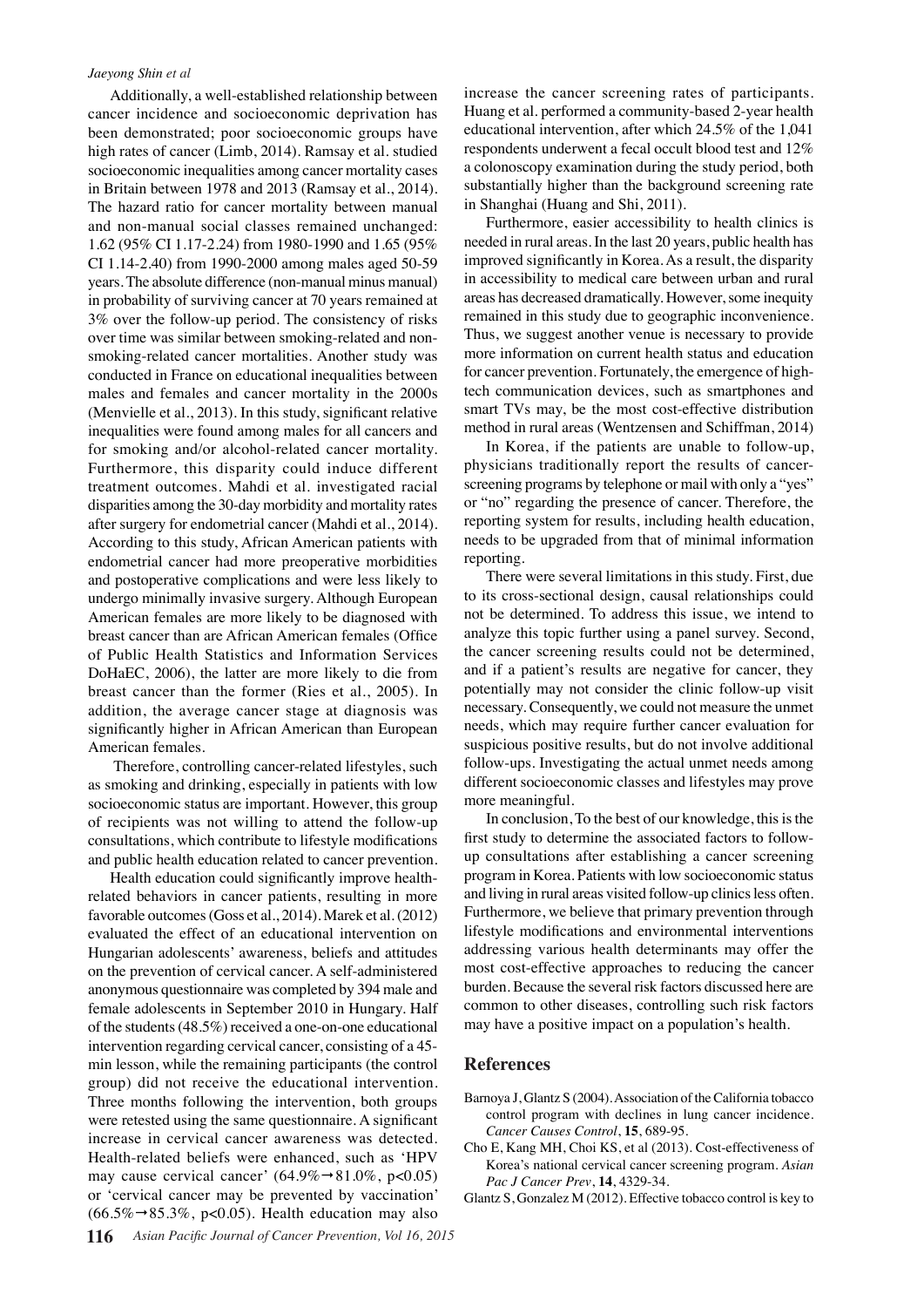Additionally, a well-established relationship between cancer incidence and socioeconomic deprivation has been demonstrated; poor socioeconomic groups have high rates of cancer (Limb, 2014). Ramsay et al. studied socioeconomic inequalities among cancer mortality cases in Britain between 1978 and 2013 (Ramsay et al., 2014). The hazard ratio for cancer mortality between manual and non-manual social classes remained unchanged: 1.62 (95% CI 1.17-2.24) from 1980-1990 and 1.65 (95% CI 1.14-2.40) from 1990-2000 among males aged 50-59 years. The absolute difference (non-manual minus manual) in probability of surviving cancer at 70 years remained at 3% over the follow-up period. The consistency of risks over time was similar between smoking-related and non-smoking-related cancer mortalities. Another study was conducted in France on educational inequalities between males and females and cancer mortality in the 2000s (Menvielle et al., 2013). In this study, significant relative inequalities were found among males for all cancers and for smoking and/or alcohol-related cancer mortality. Furthermore, this disparity could induce different treatment outcomes. Mahdi et al. investigated racial disparities among the 30-day morbidity and mortality rates after surgery for endometrial cancer (Mahdi et al., 2014). According to this study, African American patients with endometrial cancer had more preoperative morbidities and postoperative complications and were less likely to undergo minimally invasive surgery. Although European American females are more likely to be diagnosed with breast cancer than are African American females (Office of Public Health Statistics and Information Services DoHaEC, 2006), the latter are more likely to die from breast cancer than the former (Ries et al., 2005). In addition, the average cancer stage at diagnosis was significantly higher in African American than European American females.

Therefore, controlling cancer-related lifestyles, such as smoking and drinking, especially in patients with low socioeconomic status are important. However, this group of recipients was not willing to attend the follow-up consultations, which contribute to lifestyle modifications and public health education related to cancer prevention.

Health education could significantly improve health-related behaviors in cancer patients, resulting in more favorable outcomes (Goss et al., 2014). Marek et al. (2012) evaluated the effect of an educational intervention on Hungarian adolescents' awareness, beliefs and attitudes on the prevention of cervical cancer. A self-administered anonymous questionnaire was completed by 394 male and female adolescents in September 2010 in Hungary. Half of the students (48.5%) received a one-on-one educational intervention regarding cervical cancer, consisting of a 45-min lesson, while the remaining participants (the control group) did not receive the educational intervention. Three months following the intervention, both groups were retested using the same questionnaire. A significant increase in cervical cancer awareness was detected. Health-related beliefs were enhanced, such as 'HPV may cause cervical cancer' (64.9%→81.0%, $p<0.05$) or 'cervical cancer may be prevented by vaccination' (66.5%→85.3%, $p<0.05$). Health education may also increase the cancer screening rates of participants. Huang et al. performed a community-based 2-year health educational intervention, after which 24.5% of the 1,041 respondents underwent a fecal occult blood test and 12% a colonoscopy examination during the study period, both substantially higher than the background screening rate in Shanghai (Huang and Shi, 2011).

Furthermore, easier accessibility to health clinics is needed in rural areas. In the last 20 years, public health has improved significantly in Korea. As a result, the disparity in accessibility to medical care between urban and rural areas has decreased dramatically. However, some inequity remained in this study due to geographic inconvenience. Thus, we suggest another venue is necessary to provide more information on current health status and education for cancer prevention. Fortunately, the emergence of high-tech communication devices, such as smartphones and smart TVs may, be the most cost-effective distribution method in rural areas (Wentzensen and Schiffman, 2014)

In Korea, if the patients are unable to follow-up, physicians traditionally report the results of cancer-screening programs by telephone or mail with only a "yes" or "no" regarding the presence of cancer. Therefore, the reporting system for results, including health education, needs to be upgraded from that of minimal information reporting.

There were several limitations in this study. First, due to its cross-sectional design, causal relationships could not be determined. To address this issue, we intend to analyze this topic further using a panel survey. Second, the cancer screening results could not be determined, and if a patient's results are negative for cancer, they potentially may not consider the clinic follow-up visit necessary. Consequently, we could not measure the unmet needs, which may require further cancer evaluation for suspicious positive results, but do not involve additional follow-ups. Investigating the actual unmet needs among different socioeconomic classes and lifestyles may prove more meaningful.

In conclusion, To the best of our knowledge, this is the first study to determine the associated factors to follow-up consultations after establishing a cancer screening program in Korea. Patients with low socioeconomic status and living in rural areas visited follow-up clinics less often. Furthermore, we believe that primary prevention through lifestyle modifications and environmental interventions addressing various health determinants may offer the most cost-effective approaches to reducing the cancer burden. Because the several risk factors discussed here are common to other diseases, controlling such risk factors may have a positive impact on a population's health.

## References

Barnoya J, Glantz S (2004). Association of the California tobacco control program with declines in lung cancer incidence. *Cancer Causes Control*, **15**, 689-95.

Cho E, Kang MH, Choi KS, et al (2013). Cost-effectiveness of Korea's national cervical cancer screening program. *Asian Pac J Cancer Prev*, **14**, 4329-34.

Glantz S, Gonzalez M (2012). Effective tobacco control is key to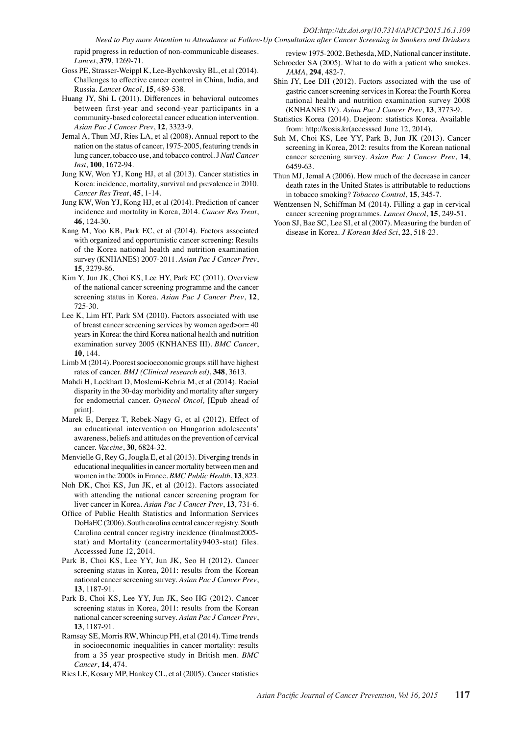rapid progress in reduction of non-communicable diseases. *Lancet*, **379**, 1269-71.

Goss PE, Strasser-Weippl K, Lee-Bychkovsky BL, et al (2014). Challenges to effective cancer control in China, India, and Russia. *Lancet Oncol*, **15**, 489-538.

Huang JY, Shi L (2011). Differences in behavioral outcomes between first-year and second-year participants in a community-based colorectal cancer education intervention. *Asian Pac J Cancer Prev*, **12**, 3323-9.

Jemal A, Thun MJ, Ries LA, et al (2008). Annual report to the nation on the status of cancer, 1975-2005, featuring trends in lung cancer, tobacco use, and tobacco control. J *Natl Cancer Inst*, **100**, 1672-94.

Jung KW, Won YJ, Kong HJ, et al (2013). Cancer statistics in Korea: incidence, mortality, survival and prevalence in 2010. *Cancer Res Treat*, **45**, 1-14.

Jung KW, Won YJ, Kong HJ, et al (2014). Prediction of cancer incidence and mortality in Korea, 2014. *Cancer Res Treat*, **46**, 124-30.

Kang M, Yoo KB, Park EC, et al (2014). Factors associated with organized and opportunistic cancer screening: Results of the Korea national health and nutrition examination survey (KNHANES) 2007-2011. *Asian Pac J Cancer Prev*, **15**, 3279-86.

Kim Y, Jun JK, Choi KS, Lee HY, Park EC (2011). Overview of the national cancer screening programme and the cancer screening status in Korea. *Asian Pac J Cancer Prev*, **12**, 725-30.

Lee K, Lim HT, Park SM (2010). Factors associated with use of breast cancer screening services by women aged>or= 40 years in Korea: the third Korea national health and nutrition examination survey 2005 (KNHANES III). *BMC Cancer*, **10**, 144.

Limb M (2014). Poorest socioeconomic groups still have highest rates of cancer. *BMJ (Clinical research ed)*, **348**, 3613.

Mahdi H, Lockhart D, Moslemi-Kebria M, et al (2014). Racial disparity in the 30-day morbidity and mortality after surgery for endometrial cancer. *Gynecol Oncol,* [Epub ahead of print].

Marek E, Dergez T, Rebek-Nagy G, et al (2012). Effect of an educational intervention on Hungarian adolescents' awareness, beliefs and attitudes on the prevention of cervical cancer. *Vaccine*, **30**, 6824-32.

Menvielle G, Rey G, Jougla E, et al (2013). Diverging trends in educational inequalities in cancer mortality between men and women in the 2000s in France. *BMC Public Health*, **13**, 823.

Noh DK, Choi KS, Jun JK, et al (2012). Factors associated with attending the national cancer screening program for liver cancer in Korea. *Asian Pac J Cancer Prev*, **13**, 731-6.

Office of Public Health Statistics and Information Services DoHaEC (2006). South carolina central cancer registry. South Carolina central cancer registry incidence (finalmast2005-stat) and Mortality (cancermortality9403-stat) files. Accesssed June 12, 2014.

Park B, Choi KS, Lee YY, Jun JK, Seo H (2012). Cancer screening status in Korea, 2011: results from the Korean national cancer screening survey. *Asian Pac J Cancer Prev*, **13**, 1187-91.

Park B, Choi KS, Lee YY, Jun JK, Seo HG (2012). Cancer screening status in Korea, 2011: results from the Korean national cancer screening survey. *Asian Pac J Cancer Prev*, **13**, 1187-91.

Ramsay SE, Morris RW, Whincup PH, et al (2014). Time trends in socioeconomic inequalities in cancer mortality: results from a 35 year prospective study in British men. *BMC Cancer*, **14**, 474.

Ries LE, Kosary MP, Hankey CL, et al (2005). Cancer statistics review 1975-2002. Bethesda, MD, National cancer institute.

Schroeder SA (2005). What to do with a patient who smokes. *JAMA*, **294**, 482-7.

Shin JY, Lee DH (2012). Factors associated with the use of gastric cancer screening services in Korea: the Fourth Korea national health and nutrition examination survey 2008 (KNHANES IV). *Asian Pac J Cancer Prev*, **13**, 3773-9.

Statistics Korea (2014). Daejeon: statistics Korea. Available from: http://kosis.kr(accesssed June 12, 2014).

Suh M, Choi KS, Lee YY, Park B, Jun JK (2013). Cancer screening in Korea, 2012: results from the Korean national cancer screening survey. *Asian Pac J Cancer Prev*, **14**, 6459-63.

Thun MJ, Jemal A (2006). How much of the decrease in cancer death rates in the United States is attributable to reductions in tobacco smoking? *Tobacco Control*, **15**, 345-7.

Wentzensen N, Schiffman M (2014). Filling a gap in cervical cancer screening programmes. *Lancet Oncol*, **15**, 249-51.

Yoon SJ, Bae SC, Lee SI, et al (2007). Measuring the burden of disease in Korea. *J Korean Med Sci*, **22**, 518-23.